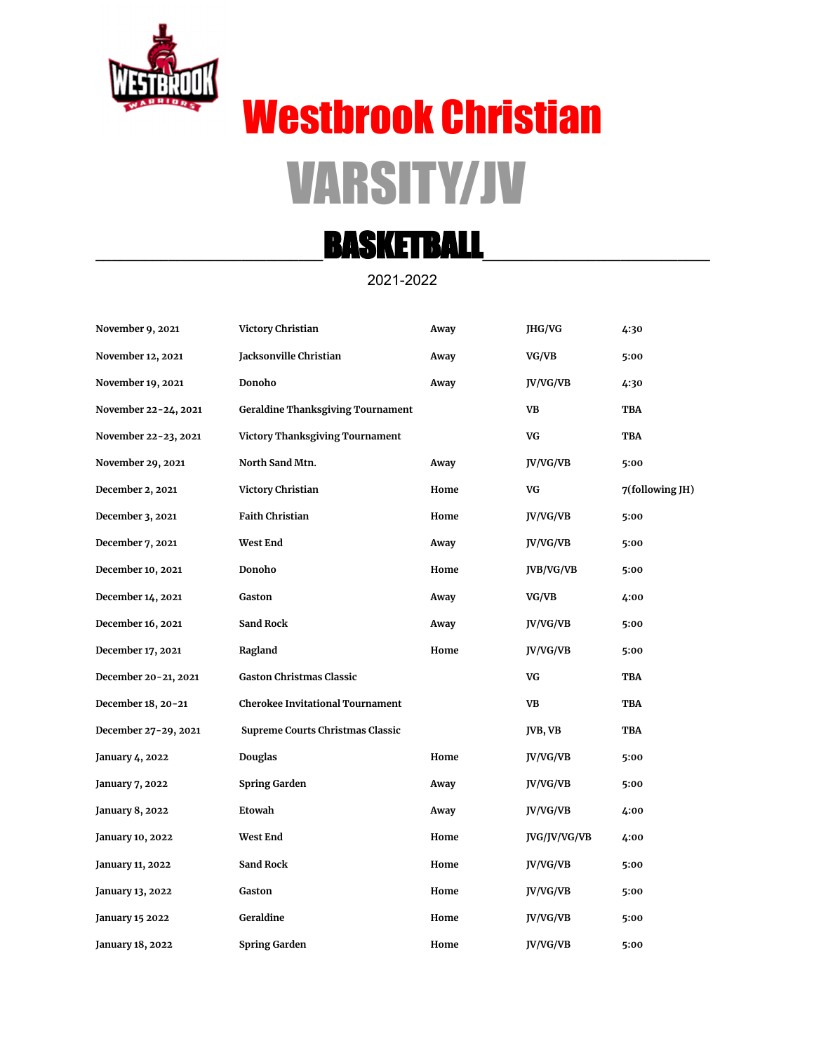# Westbrook Christian

# VARSITY/JV

## BASKETBALL

2021-2022

| | | | | |
|---|---|---|---|---|
| November 9, 2021 | Victory Christian | Away | JHG/VG | 4:30 |
| November 12, 2021 | Jacksonville Christian | Away | VG/VB | 5:00 |
| November 19, 2021 | Donoho | Away | JV/VG/VB | 4:30 |
| November 22-24, 2021 | Geraldine Thanksgiving Tournament | | VB | TBA |
| November 22-23, 2021 | Victory Thanksgiving Tournament | | VG | TBA |
| November 29, 2021 | North Sand Mtn. | Away | JV/VG/VB | 5:00 |
| December 2, 2021 | Victory Christian | Home | VG | 7(following JH) |
| December 3, 2021 | Faith Christian | Home | JV/VG/VB | 5:00 |
| December 7, 2021 | West End | Away | JV/VG/VB | 5:00 |
| December 10, 2021 | Donoho | Home | JVB/VG/VB | 5:00 |
| December 14, 2021 | Gaston | Away | VG/VB | 4:00 |
| December 16, 2021 | Sand Rock | Away | JV/VG/VB | 5:00 |
| December 17, 2021 | Ragland | Home | JV/VG/VB | 5:00 |
| December 20-21, 2021 | Gaston Christmas Classic | | VG | TBA |
| December 18, 20-21 | Cherokee Invitational Tournament | | VB | TBA |
| December 27-29, 2021 | Supreme Courts Christmas Classic | | JVB, VB | TBA |
| January 4, 2022 | Douglas | Home | JV/VG/VB | 5:00 |
| January 7, 2022 | Spring Garden | Away | JV/VG/VB | 5:00 |
| January 8, 2022 | Etowah | Away | JV/VG/VB | 4:00 |
| January 10, 2022 | West End | Home | JVG/JV/VG/VB | 4:00 |
| January 11, 2022 | Sand Rock | Home | JV/VG/VB | 5:00 |
| January 13, 2022 | Gaston | Home | JV/VG/VB | 5:00 |
| January 15 2022 | Geraldine | Home | JV/VG/VB | 5:00 |
| January 18, 2022 | Spring Garden | Home | JV/VG/VB | 5:00 |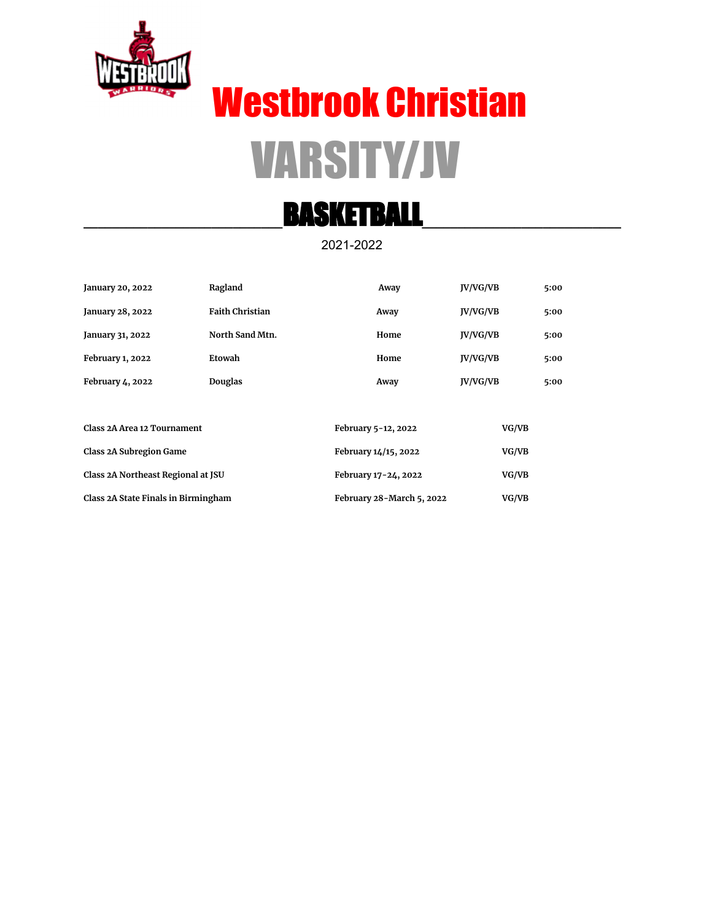# Westbrook Christian

# VARSITY/JV

## BASKETBALL

2021-2022

| | | | | |
|---|---|---|---|---|
| **January 20, 2022** | **Ragland** | **Away** | **JV/VG/VB** | **5:00** |
| **January 28, 2022** | **Faith Christian** | **Away** | **JV/VG/VB** | **5:00** |
| **January 31, 2022** | **North Sand Mtn.** | **Home** | **JV/VG/VB** | **5:00** |
| **February 1, 2022** | **Etowah** | **Home** | **JV/VG/VB** | **5:00** |
| **February 4, 2022** | **Douglas** | **Away** | **JV/VG/VB** | **5:00** |

| | | |
|---|---|---|
| **Class 2A Area 12 Tournament** | **February 5-12, 2022** | **VG/VB** |
| **Class 2A Subregion Game** | **February 14/15, 2022** | **VG/VB** |
| **Class 2A Northeast Regional at JSU** | **February 17-24, 2022** | **VG/VB** |
| **Class 2A State Finals in Birmingham** | **February 28-March 5, 2022** | **VG/VB** |